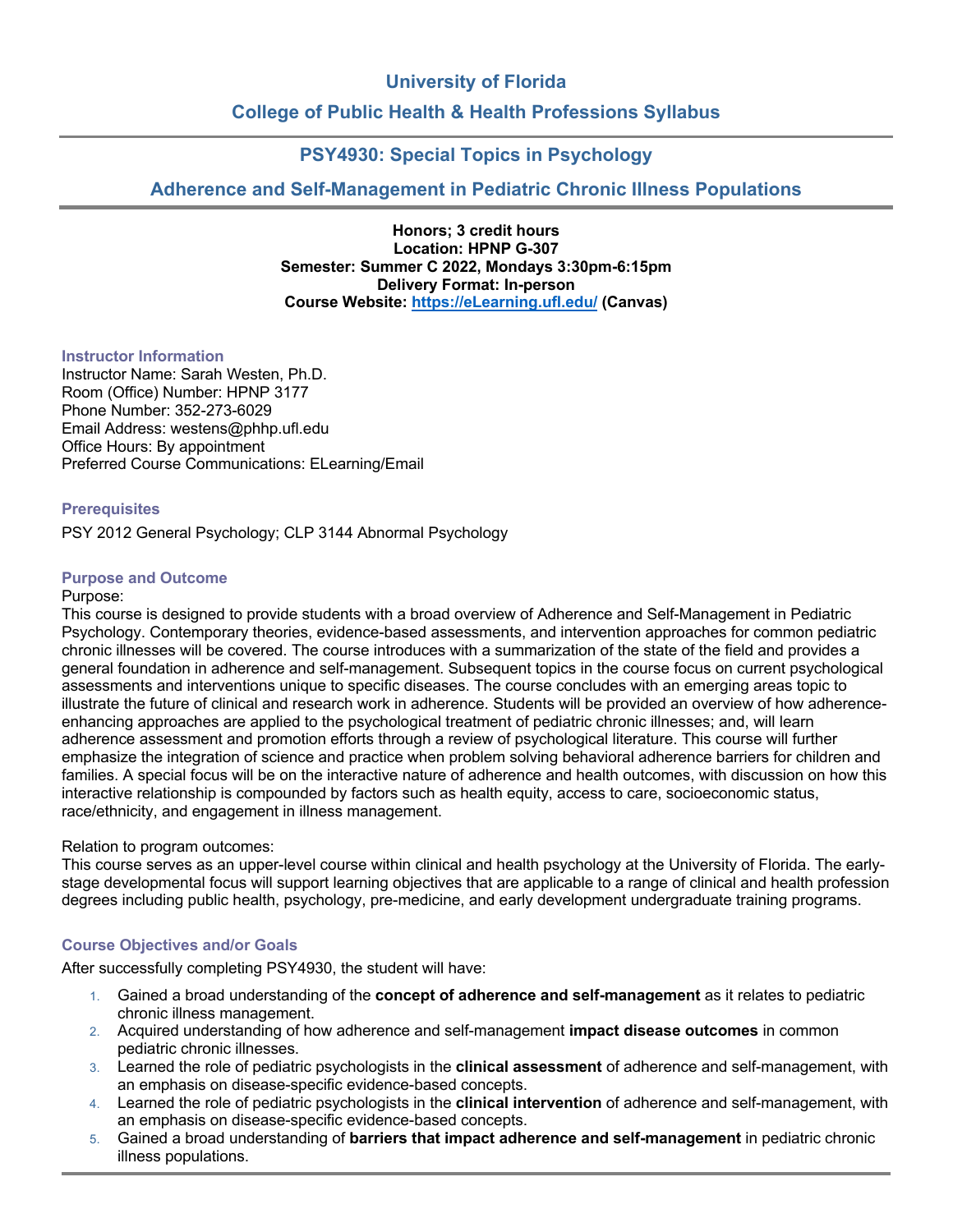# University of Florida

## College of Public Health & Health Professions Syllabus

## PSY4930: Special Topics in Psychology

## Adherence and Self-Management in Pediatric Chronic Illness Populations

**Honors; 3 credit hours**
**Location: HPNP G-307**
**Semester: Summer C 2022, Mondays 3:30pm-6:15pm**
**Delivery Format: In-person**
**Course Website: https://eLearning.ufl.edu/ (Canvas)**

### Instructor Information

Instructor Name: Sarah Westen, Ph.D.
Room (Office) Number: HPNP 3177
Phone Number: 352-273-6029
Email Address: westens@phhp.ufl.edu
Office Hours: By appointment
Preferred Course Communications: ELearning/Email

### Prerequisites

PSY 2012 General Psychology; CLP 3144 Abnormal Psychology

### Purpose and Outcome

Purpose:

This course is designed to provide students with a broad overview of Adherence and Self-Management in Pediatric Psychology. Contemporary theories, evidence-based assessments, and intervention approaches for common pediatric chronic illnesses will be covered. The course introduces with a summarization of the state of the field and provides a general foundation in adherence and self-management. Subsequent topics in the course focus on current psychological assessments and interventions unique to specific diseases. The course concludes with an emerging areas topic to illustrate the future of clinical and research work in adherence. Students will be provided an overview of how adherence-enhancing approaches are applied to the psychological treatment of pediatric chronic illnesses; and, will learn adherence assessment and promotion efforts through a review of psychological literature. This course will further emphasize the integration of science and practice when problem solving behavioral adherence barriers for children and families. A special focus will be on the interactive nature of adherence and health outcomes, with discussion on how this interactive relationship is compounded by factors such as health equity, access to care, socioeconomic status, race/ethnicity, and engagement in illness management.

Relation to program outcomes:

This course serves as an upper-level course within clinical and health psychology at the University of Florida. The early-stage developmental focus will support learning objectives that are applicable to a range of clinical and health profession degrees including public health, psychology, pre-medicine, and early development undergraduate training programs.

### Course Objectives and/or Goals

After successfully completing PSY4930, the student will have:

1. Gained a broad understanding of the **concept of adherence and self-management** as it relates to pediatric chronic illness management.
2. Acquired understanding of how adherence and self-management **impact disease outcomes** in common pediatric chronic illnesses.
3. Learned the role of pediatric psychologists in the **clinical assessment** of adherence and self-management, with an emphasis on disease-specific evidence-based concepts.
4. Learned the role of pediatric psychologists in the **clinical intervention** of adherence and self-management, with an emphasis on disease-specific evidence-based concepts.
5. Gained a broad understanding of **barriers that impact adherence and self-management** in pediatric chronic illness populations.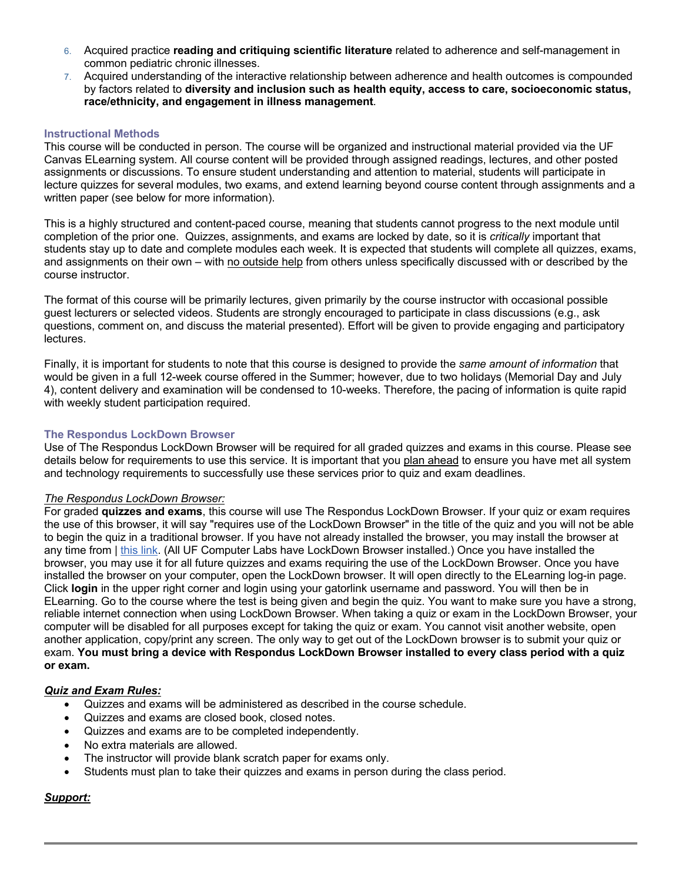6. Acquired practice **reading and critiquing scientific literature** related to adherence and self-management in common pediatric chronic illnesses.
7. Acquired understanding of the interactive relationship between adherence and health outcomes is compounded by factors related to **diversity and inclusion such as health equity, access to care, socioeconomic status, race/ethnicity, and engagement in illness management**.

### Instructional Methods

This course will be conducted in person. The course will be organized and instructional material provided via the UF Canvas ELearning system. All course content will be provided through assigned readings, lectures, and other posted assignments or discussions. To ensure student understanding and attention to material, students will participate in lecture quizzes for several modules, two exams, and extend learning beyond course content through assignments and a written paper (see below for more information).

This is a highly structured and content-paced course, meaning that students cannot progress to the next module until completion of the prior one. Quizzes, assignments, and exams are locked by date, so it is *critically* important that students stay up to date and complete modules each week. It is expected that students will complete all quizzes, exams, and assignments on their own – with no outside help from others unless specifically discussed with or described by the course instructor.

The format of this course will be primarily lectures, given primarily by the course instructor with occasional possible guest lecturers or selected videos. Students are strongly encouraged to participate in class discussions (e.g., ask questions, comment on, and discuss the material presented). Effort will be given to provide engaging and participatory lectures.

Finally, it is important for students to note that this course is designed to provide the *same amount of information* that would be given in a full 12-week course offered in the Summer; however, due to two holidays (Memorial Day and July 4), content delivery and examination will be condensed to 10-weeks. Therefore, the pacing of information is quite rapid with weekly student participation required.

### The Respondus LockDown Browser

Use of The Respondus LockDown Browser will be required for all graded quizzes and exams in this course. Please see details below for requirements to use this service. It is important that you plan ahead to ensure you have met all system and technology requirements to successfully use these services prior to quiz and exam deadlines.

*The Respondus LockDown Browser:*

For graded **quizzes and exams**, this course will use The Respondus LockDown Browser. If your quiz or exam requires the use of this browser, it will say "requires use of the LockDown Browser" in the title of the quiz and you will not be able to begin the quiz in a traditional browser. If you have not already installed the browser, you may install the browser at any time from | this link. (All UF Computer Labs have LockDown Browser installed.) Once you have installed the browser, you may use it for all future quizzes and exams requiring the use of the LockDown Browser. Once you have installed the browser on your computer, open the LockDown browser. It will open directly to the ELearning log-in page. Click **login** in the upper right corner and login using your gatorlink username and password. You will then be in ELearning. Go to the course where the test is being given and begin the quiz. You want to make sure you have a strong, reliable internet connection when using LockDown Browser. When taking a quiz or exam in the LockDown Browser, your computer will be disabled for all purposes except for taking the quiz or exam. You cannot visit another website, open another application, copy/print any screen. The only way to get out of the LockDown browser is to submit your quiz or exam. **You must bring a device with Respondus LockDown Browser installed to every class period with a quiz or exam.**

***Quiz and Exam Rules:***

- Quizzes and exams will be administered as described in the course schedule.
- Quizzes and exams are closed book, closed notes.
- Quizzes and exams are to be completed independently.
- No extra materials are allowed.
- The instructor will provide blank scratch paper for exams only.
- Students must plan to take their quizzes and exams in person during the class period.

***Support:***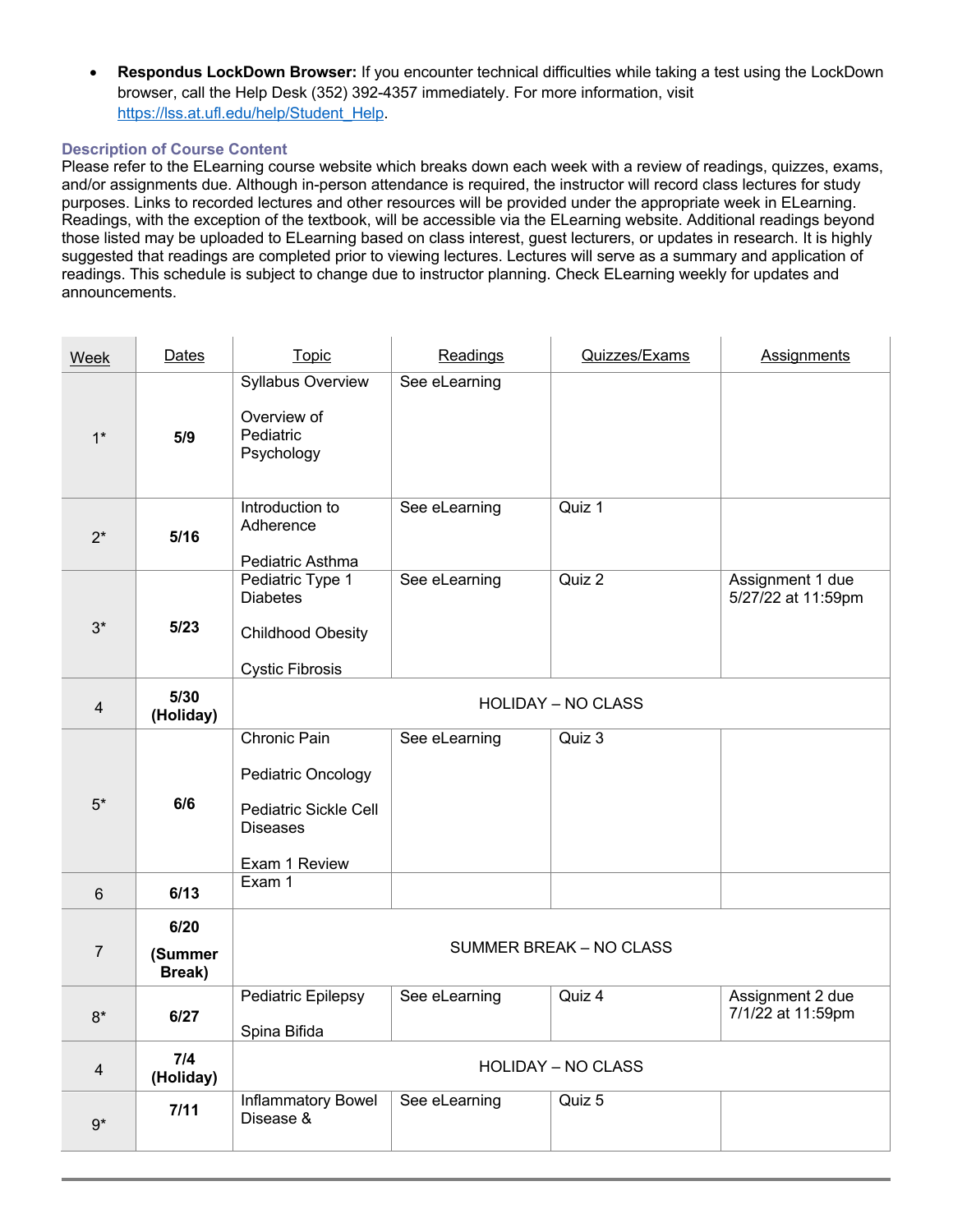- **Respondus LockDown Browser:** If you encounter technical difficulties while taking a test using the LockDown browser, call the Help Desk (352) 392-4357 immediately. For more information, visit https://lss.at.ufl.edu/help/Student_Help.

### Description of Course Content

Please refer to the ELearning course website which breaks down each week with a review of readings, quizzes, exams, and/or assignments due. Although in-person attendance is required, the instructor will record class lectures for study purposes. Links to recorded lectures and other resources will be provided under the appropriate week in ELearning. Readings, with the exception of the textbook, will be accessible via the ELearning website. Additional readings beyond those listed may be uploaded to ELearning based on class interest, guest lecturers, or updates in research. It is highly suggested that readings are completed prior to viewing lectures. Lectures will serve as a summary and application of readings. This schedule is subject to change due to instructor planning. Check ELearning weekly for updates and announcements.

| Week | Dates | Topic | Readings | Quizzes/Exams | Assignments |
|---|---|---|---|---|---|
| 1* | **5/9** | Syllabus Overview<br><br>Overview of Pediatric Psychology | See eLearning | | |
| 2* | **5/16** | Introduction to Adherence<br><br>Pediatric Asthma | See eLearning | Quiz 1 | |
| 3* | **5/23** | Pediatric Type 1 Diabetes<br><br>Childhood Obesity<br><br>Cystic Fibrosis | See eLearning | Quiz 2 | Assignment 1 due 5/27/22 at 11:59pm |
| 4 | **5/30 (Holiday)** | HOLIDAY – NO CLASS | | | |
| 5* | **6/6** | Chronic Pain<br><br>Pediatric Oncology<br><br>Pediatric Sickle Cell Diseases<br><br>Exam 1 Review | See eLearning | Quiz 3 | |
| 6 | **6/13** | Exam 1 | | | |
| 7 | **6/20 (Summer Break)** | SUMMER BREAK – NO CLASS | | | |
| 8* | **6/27** | Pediatric Epilepsy<br><br>Spina Bifida | See eLearning | Quiz 4 | Assignment 2 due 7/1/22 at 11:59pm |
| 4 | **7/4 (Holiday)** | HOLIDAY – NO CLASS | | | |
| 9* | **7/11** | Inflammatory Bowel Disease & | See eLearning | Quiz 5 | |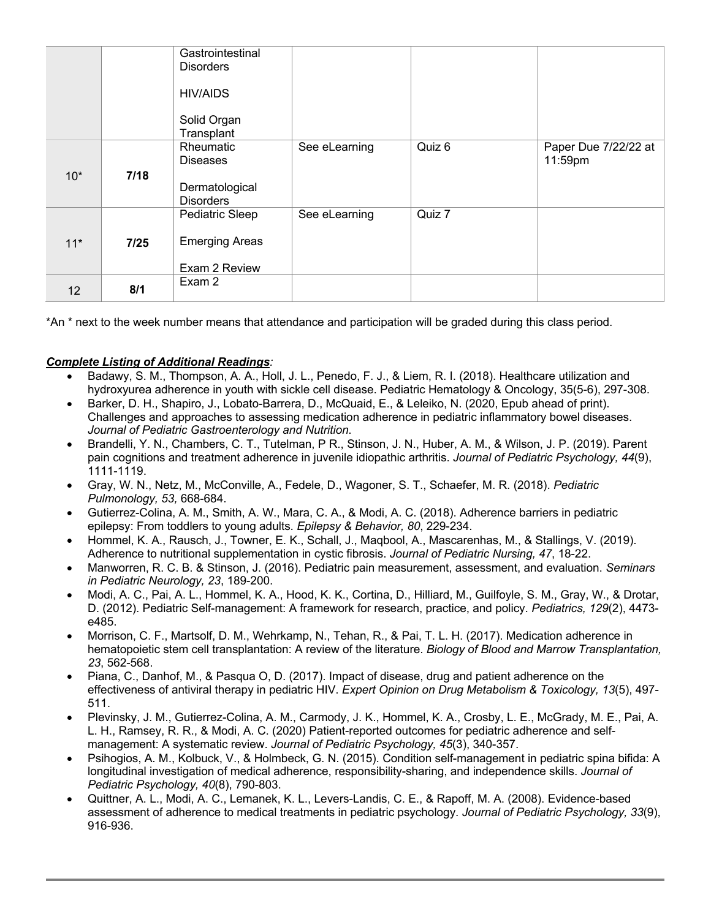| | | | | | |
|---|---|---|---|---|---|
| | | Gastrointestinal Disorders<br><br>HIV/AIDS<br><br>Solid Organ Transplant | | | |
| 10* | **7/18** | Rheumatic Diseases<br><br>Dermatological Disorders | See eLearning | Quiz 6 | Paper Due 7/22/22 at 11:59pm |
| 11* | **7/25** | Pediatric Sleep<br><br>Emerging Areas<br><br>Exam 2 Review | See eLearning | Quiz 7 | |
| 12 | **8/1** | Exam 2 | | | |

*An * next to the week number means that attendance and participation will be graded during this class period.

***Complete Listing of Additional Readings***:

- Badawy, S. M., Thompson, A. A., Holl, J. L., Penedo, F. J., & Liem, R. I. (2018). Healthcare utilization and hydroxyurea adherence in youth with sickle cell disease. Pediatric Hematology & Oncology, 35(5-6), 297-308.
- Barker, D. H., Shapiro, J., Lobato-Barrera, D., McQuaid, E., & Leleiko, N. (2020, Epub ahead of print). Challenges and approaches to assessing medication adherence in pediatric inflammatory bowel diseases. *Journal of Pediatric Gastroenterology and Nutrition*.
- Brandelli, Y. N., Chambers, C. T., Tutelman, P R., Stinson, J. N., Huber, A. M., & Wilson, J. P. (2019). Parent pain cognitions and treatment adherence in juvenile idiopathic arthritis. *Journal of Pediatric Psychology, 44*(9), 1111-1119.
- Gray, W. N., Netz, M., McConville, A., Fedele, D., Wagoner, S. T., Schaefer, M. R. (2018). *Pediatric Pulmonology, 53,* 668-684.
- Gutierrez-Colina, A. M., Smith, A. W., Mara, C. A., & Modi, A. C. (2018). Adherence barriers in pediatric epilepsy: From toddlers to young adults. *Epilepsy & Behavior, 80*, 229-234.
- Hommel, K. A., Rausch, J., Towner, E. K., Schall, J., Maqbool, A., Mascarenhas, M., & Stallings, V. (2019). Adherence to nutritional supplementation in cystic fibrosis. *Journal of Pediatric Nursing, 47*, 18-22.
- Manworren, R. C. B. & Stinson, J. (2016). Pediatric pain measurement, assessment, and evaluation. *Seminars in Pediatric Neurology, 23*, 189-200.
- Modi, A. C., Pai, A. L., Hommel, K. A., Hood, K. K., Cortina, D., Hilliard, M., Guilfoyle, S. M., Gray, W., & Drotar, D. (2012). Pediatric Self-management: A framework for research, practice, and policy. *Pediatrics, 129*(2), 4473-e485.
- Morrison, C. F., Martsolf, D. M., Wehrkamp, N., Tehan, R., & Pai, T. L. H. (2017). Medication adherence in hematopoietic stem cell transplantation: A review of the literature. *Biology of Blood and Marrow Transplantation, 23*, 562-568.
- Piana, C., Danhof, M., & Pasqua O, D. (2017). Impact of disease, drug and patient adherence on the effectiveness of antiviral therapy in pediatric HIV. *Expert Opinion on Drug Metabolism & Toxicology, 13*(5), 497-511.
- Plevinsky, J. M., Gutierrez-Colina, A. M., Carmody, J. K., Hommel, K. A., Crosby, L. E., McGrady, M. E., Pai, A. L. H., Ramsey, R. R., & Modi, A. C. (2020) Patient-reported outcomes for pediatric adherence and self-management: A systematic review. *Journal of Pediatric Psychology, 45*(3), 340-357.
- Psihogios, A. M., Kolbuck, V., & Holmbeck, G. N. (2015). Condition self-management in pediatric spina bifida: A longitudinal investigation of medical adherence, responsibility-sharing, and independence skills. *Journal of Pediatric Psychology, 40*(8), 790-803.
- Quittner, A. L., Modi, A. C., Lemanek, K. L., Levers-Landis, C. E., & Rapoff, M. A. (2008). Evidence-based assessment of adherence to medical treatments in pediatric psychology. *Journal of Pediatric Psychology, 33*(9), 916-936.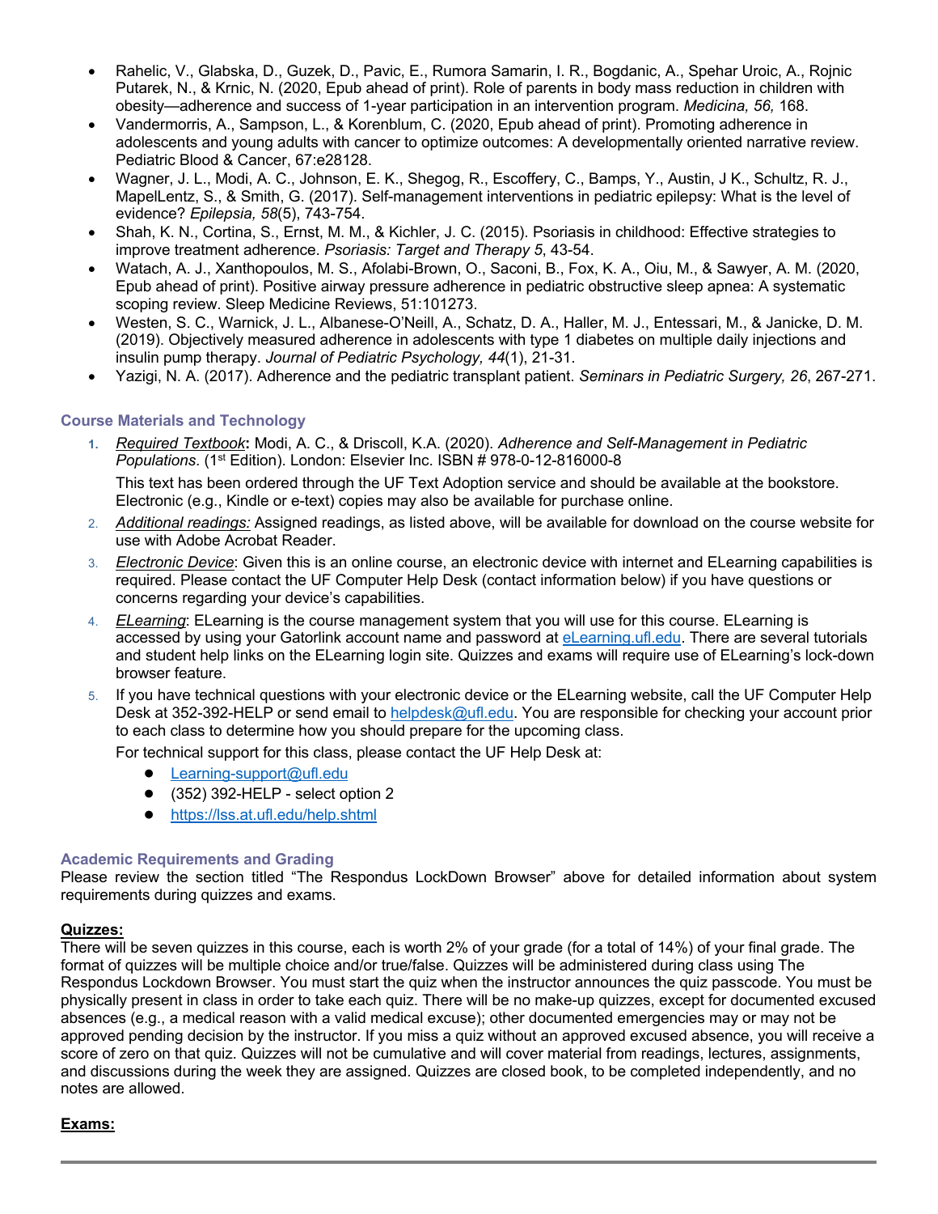- Rahelic, V., Glabska, D., Guzek, D., Pavic, E., Rumora Samarin, I. R., Bogdanic, A., Spehar Uroic, A., Rojnic Putarek, N., & Krnic, N. (2020, Epub ahead of print). Role of parents in body mass reduction in children with obesity—adherence and success of 1-year participation in an intervention program. *Medicina, 56,* 168.
- Vandermorris, A., Sampson, L., & Korenblum, C. (2020, Epub ahead of print). Promoting adherence in adolescents and young adults with cancer to optimize outcomes: A developmentally oriented narrative review. Pediatric Blood & Cancer, 67:e28128.
- Wagner, J. L., Modi, A. C., Johnson, E. K., Shegog, R., Escoffery, C., Bamps, Y., Austin, J K., Schultz, R. J., MapelLentz, S., & Smith, G. (2017). Self-management interventions in pediatric epilepsy: What is the level of evidence? *Epilepsia, 58*(5), 743-754.
- Shah, K. N., Cortina, S., Ernst, M. M., & Kichler, J. C. (2015). Psoriasis in childhood: Effective strategies to improve treatment adherence. *Psoriasis: Target and Therapy 5*, 43-54.
- Watach, A. J., Xanthopoulos, M. S., Afolabi-Brown, O., Saconi, B., Fox, K. A., Oiu, M., & Sawyer, A. M. (2020, Epub ahead of print). Positive airway pressure adherence in pediatric obstructive sleep apnea: A systematic scoping review. Sleep Medicine Reviews, 51:101273.
- Westen, S. C., Warnick, J. L., Albanese-O'Neill, A., Schatz, D. A., Haller, M. J., Entessari, M., & Janicke, D. M. (2019). Objectively measured adherence in adolescents with type 1 diabetes on multiple daily injections and insulin pump therapy. *Journal of Pediatric Psychology, 44*(1), 21-31.
- Yazigi, N. A. (2017). Adherence and the pediatric transplant patient. *Seminars in Pediatric Surgery, 26*, 267-271.

### Course Materials and Technology

1. *Required Textbook*: Modi, A. C., & Driscoll, K.A. (2020). *Adherence and Self-Management in Pediatric Populations*. (1st Edition). London: Elsevier Inc. ISBN # 978-0-12-816000-8

   This text has been ordered through the UF Text Adoption service and should be available at the bookstore. Electronic (e.g., Kindle or e-text) copies may also be available for purchase online.
2. *Additional readings:* Assigned readings, as listed above, will be available for download on the course website for use with Adobe Acrobat Reader.
3. *Electronic Device*: Given this is an online course, an electronic device with internet and ELearning capabilities is required. Please contact the UF Computer Help Desk (contact information below) if you have questions or concerns regarding your device's capabilities.
4. *ELearning*: ELearning is the course management system that you will use for this course. ELearning is accessed by using your Gatorlink account name and password at eLearning.ufl.edu. There are several tutorials and student help links on the ELearning login site. Quizzes and exams will require use of ELearning's lock-down browser feature.
5. If you have technical questions with your electronic device or the ELearning website, call the UF Computer Help Desk at 352-392-HELP or send email to helpdesk@ufl.edu. You are responsible for checking your account prior to each class to determine how you should prepare for the upcoming class.

   For technical support for this class, please contact the UF Help Desk at:
   - Learning-support@ufl.edu
   - (352) 392-HELP - select option 2
   - https://lss.at.ufl.edu/help.shtml

### Academic Requirements and Grading

Please review the section titled "The Respondus LockDown Browser" above for detailed information about system requirements during quizzes and exams.

**Quizzes:**

There will be seven quizzes in this course, each is worth 2% of your grade (for a total of 14%) of your final grade. The format of quizzes will be multiple choice and/or true/false. Quizzes will be administered during class using The Respondus Lockdown Browser. You must start the quiz when the instructor announces the quiz passcode. You must be physically present in class in order to take each quiz. There will be no make-up quizzes, except for documented excused absences (e.g., a medical reason with a valid medical excuse); other documented emergencies may or may not be approved pending decision by the instructor. If you miss a quiz without an approved excused absence, you will receive a score of zero on that quiz. Quizzes will not be cumulative and will cover material from readings, lectures, assignments, and discussions during the week they are assigned. Quizzes are closed book, to be completed independently, and no notes are allowed.

**Exams:**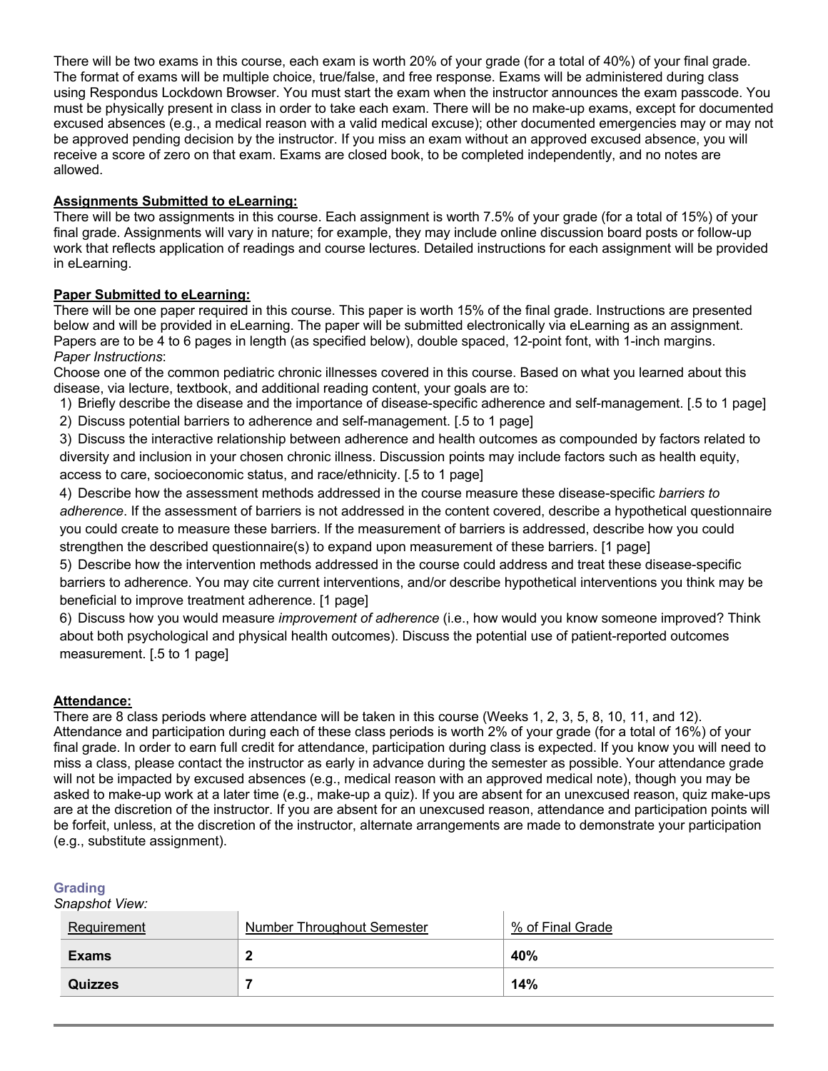There will be two exams in this course, each exam is worth 20% of your grade (for a total of 40%) of your final grade. The format of exams will be multiple choice, true/false, and free response. Exams will be administered during class using Respondus Lockdown Browser. You must start the exam when the instructor announces the exam passcode. You must be physically present in class in order to take each exam. There will be no make-up exams, except for documented excused absences (e.g., a medical reason with a valid medical excuse); other documented emergencies may or may not be approved pending decision by the instructor. If you miss an exam without an approved excused absence, you will receive a score of zero on that exam. Exams are closed book, to be completed independently, and no notes are allowed.

**Assignments Submitted to eLearning:**

There will be two assignments in this course. Each assignment is worth 7.5% of your grade (for a total of 15%) of your final grade. Assignments will vary in nature; for example, they may include online discussion board posts or follow-up work that reflects application of readings and course lectures. Detailed instructions for each assignment will be provided in eLearning.

**Paper Submitted to eLearning:**

There will be one paper required in this course. This paper is worth 15% of the final grade. Instructions are presented below and will be provided in eLearning. The paper will be submitted electronically via eLearning as an assignment. Papers are to be 4 to 6 pages in length (as specified below), double spaced, 12-point font, with 1-inch margins.

*Paper Instructions*:

Choose one of the common pediatric chronic illnesses covered in this course. Based on what you learned about this disease, via lecture, textbook, and additional reading content, your goals are to:

1) Briefly describe the disease and the importance of disease-specific adherence and self-management. [.5 to 1 page]
2) Discuss potential barriers to adherence and self-management. [.5 to 1 page]
3) Discuss the interactive relationship between adherence and health outcomes as compounded by factors related to diversity and inclusion in your chosen chronic illness. Discussion points may include factors such as health equity, access to care, socioeconomic status, and race/ethnicity. [.5 to 1 page]
4) Describe how the assessment methods addressed in the course measure these disease-specific *barriers to adherence*. If the assessment of barriers is not addressed in the content covered, describe a hypothetical questionnaire you could create to measure these barriers. If the measurement of barriers is addressed, describe how you could strengthen the described questionnaire(s) to expand upon measurement of these barriers. [1 page]
5) Describe how the intervention methods addressed in the course could address and treat these disease-specific barriers to adherence. You may cite current interventions, and/or describe hypothetical interventions you think may be beneficial to improve treatment adherence. [1 page]
6) Discuss how you would measure *improvement of adherence* (i.e., how would you know someone improved? Think about both psychological and physical health outcomes). Discuss the potential use of patient-reported outcomes measurement. [.5 to 1 page]

**Attendance:**

There are 8 class periods where attendance will be taken in this course (Weeks 1, 2, 3, 5, 8, 10, 11, and 12). Attendance and participation during each of these class periods is worth 2% of your grade (for a total of 16%) of your final grade. In order to earn full credit for attendance, participation during class is expected. If you know you will need to miss a class, please contact the instructor as early in advance during the semester as possible. Your attendance grade will not be impacted by excused absences (e.g., medical reason with an approved medical note), though you may be asked to make-up work at a later time (e.g., make-up a quiz). If you are absent for an unexcused reason, quiz make-ups are at the discretion of the instructor. If you are absent for an unexcused reason, attendance and participation points will be forfeit, unless, at the discretion of the instructor, alternate arrangements are made to demonstrate your participation (e.g., substitute assignment).

## Grading

*Snapshot View:*

| Requirement | Number Throughout Semester | % of Final Grade |
|---|---|---|
| **Exams** | **2** | **40%** |
| **Quizzes** | **7** | **14%** |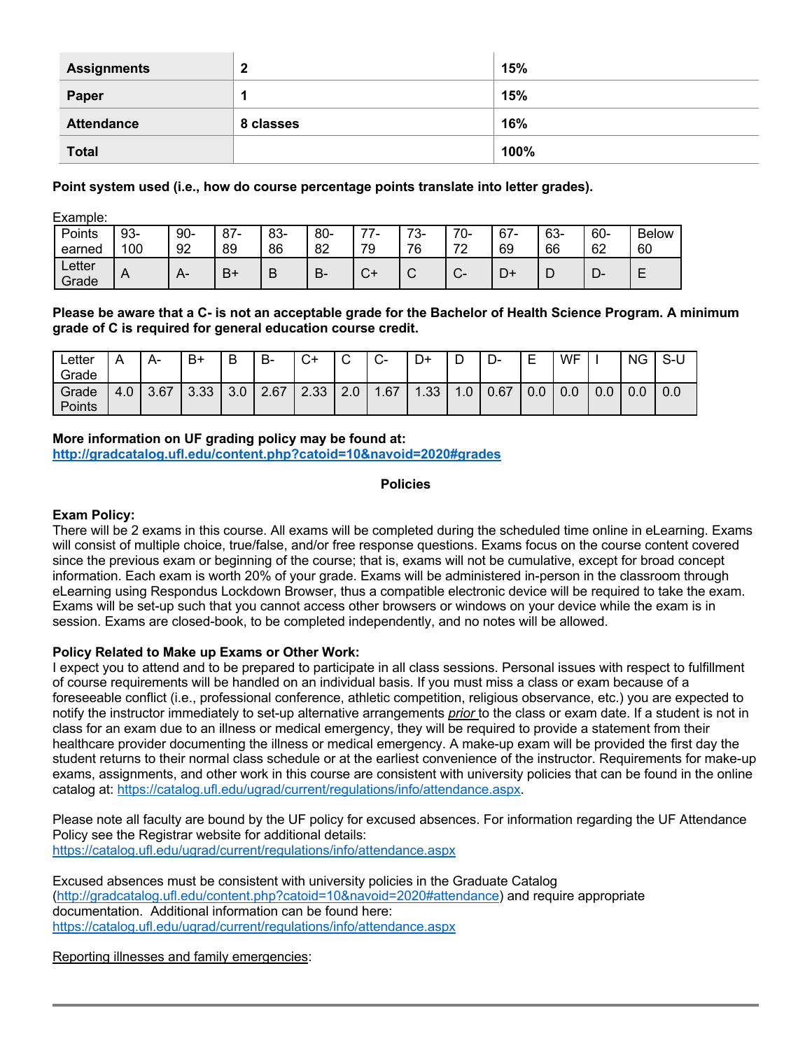| Assignments | 2 | 15% |
| --- | --- | --- |
| Paper | 1 | 15% |
| Attendance | 8 classes | 16% |
| Total | | 100% |

**Point system used (i.e., how do course percentage points translate into letter grades).**

Example:

| Points earned | 93-100 | 90-92 | 87-89 | 83-86 | 80-82 | 77-79 | 73-76 | 70-72 | 67-69 | 63-66 | 60-62 | Below 60 |
| --- | --- | --- | --- | --- | --- | --- | --- | --- | --- | --- | --- | --- |
| Letter Grade | A | A- | B+ | B | B- | C+ | C | C- | D+ | D | D- | E |

**Please be aware that a C- is not an acceptable grade for the Bachelor of Health Science Program. A minimum grade of C is required for general education course credit.**

| Letter Grade | A | A- | B+ | B | B- | C+ | C | C- | D+ | D | D- | E | WF | I | NG | S-U |
| --- | --- | --- | --- | --- | --- | --- | --- | --- | --- | --- | --- | --- | --- | --- | --- | --- |
| Grade Points | 4.0 | 3.67 | 3.33 | 3.0 | 2.67 | 2.33 | 2.0 | 1.67 | 1.33 | 1.0 | 0.67 | 0.0 | 0.0 | 0.0 | 0.0 | 0.0 |

**More information on UF grading policy may be found at:**
**http://gradcatalog.ufl.edu/content.php?catoid=10&navoid=2020#grades**

## Policies

**Exam Policy:**
There will be 2 exams in this course. All exams will be completed during the scheduled time online in eLearning. Exams will consist of multiple choice, true/false, and/or free response questions. Exams focus on the course content covered since the previous exam or beginning of the course; that is, exams will not be cumulative, except for broad concept information. Each exam is worth 20% of your grade. Exams will be administered in-person in the classroom through eLearning using Respondus Lockdown Browser, thus a compatible electronic device will be required to take the exam. Exams will be set-up such that you cannot access other browsers or windows on your device while the exam is in session. Exams are closed-book, to be completed independently, and no notes will be allowed.

**Policy Related to Make up Exams or Other Work:**
I expect you to attend and to be prepared to participate in all class sessions. Personal issues with respect to fulfillment of course requirements will be handled on an individual basis. If you must miss a class or exam because of a foreseeable conflict (i.e., professional conference, athletic competition, religious observance, etc.) you are expected to notify the instructor immediately to set-up alternative arrangements *prior* to the class or exam date. If a student is not in class for an exam due to an illness or medical emergency, they will be required to provide a statement from their healthcare provider documenting the illness or medical emergency. A make-up exam will be provided the first day the student returns to their normal class schedule or at the earliest convenience of the instructor. Requirements for make-up exams, assignments, and other work in this course are consistent with university policies that can be found in the online catalog at: https://catalog.ufl.edu/ugrad/current/regulations/info/attendance.aspx.

Please note all faculty are bound by the UF policy for excused absences. For information regarding the UF Attendance Policy see the Registrar website for additional details:
https://catalog.ufl.edu/ugrad/current/regulations/info/attendance.aspx

Excused absences must be consistent with university policies in the Graduate Catalog (http://gradcatalog.ufl.edu/content.php?catoid=10&navoid=2020#attendance) and require appropriate documentation. Additional information can be found here:
https://catalog.ufl.edu/ugrad/current/regulations/info/attendance.aspx

Reporting illnesses and family emergencies: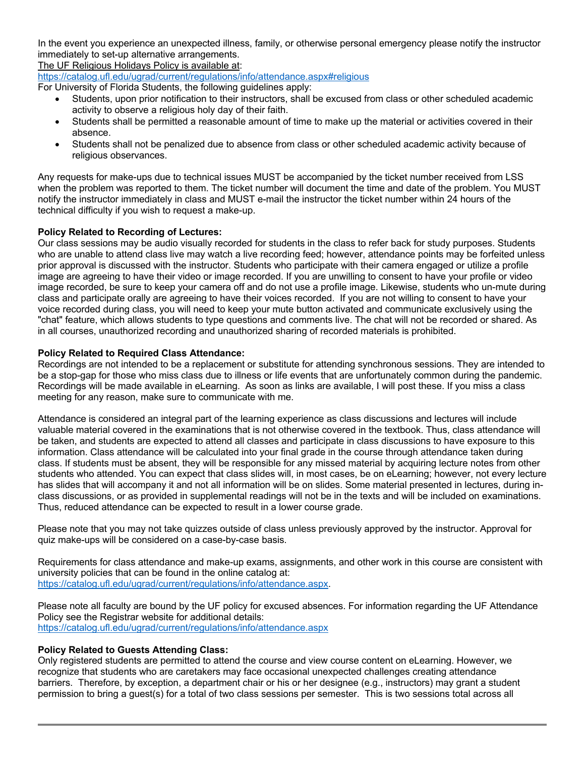In the event you experience an unexpected illness, family, or otherwise personal emergency please notify the instructor immediately to set-up alternative arrangements.

The UF Religious Holidays Policy is available at:
https://catalog.ufl.edu/ugrad/current/regulations/info/attendance.aspx#religious

For University of Florida Students, the following guidelines apply:

- Students, upon prior notification to their instructors, shall be excused from class or other scheduled academic activity to observe a religious holy day of their faith.
- Students shall be permitted a reasonable amount of time to make up the material or activities covered in their absence.
- Students shall not be penalized due to absence from class or other scheduled academic activity because of religious observances.

Any requests for make-ups due to technical issues MUST be accompanied by the ticket number received from LSS when the problem was reported to them. The ticket number will document the time and date of the problem. You MUST notify the instructor immediately in class and MUST e-mail the instructor the ticket number within 24 hours of the technical difficulty if you wish to request a make-up.

**Policy Related to Recording of Lectures:**

Our class sessions may be audio visually recorded for students in the class to refer back for study purposes. Students who are unable to attend class live may watch a live recording feed; however, attendance points may be forfeited unless prior approval is discussed with the instructor. Students who participate with their camera engaged or utilize a profile image are agreeing to have their video or image recorded. If you are unwilling to consent to have your profile or video image recorded, be sure to keep your camera off and do not use a profile image. Likewise, students who un-mute during class and participate orally are agreeing to have their voices recorded. If you are not willing to consent to have your voice recorded during class, you will need to keep your mute button activated and communicate exclusively using the "chat" feature, which allows students to type questions and comments live. The chat will not be recorded or shared. As in all courses, unauthorized recording and unauthorized sharing of recorded materials is prohibited.

**Policy Related to Required Class Attendance:**

Recordings are not intended to be a replacement or substitute for attending synchronous sessions. They are intended to be a stop-gap for those who miss class due to illness or life events that are unfortunately common during the pandemic. Recordings will be made available in eLearning. As soon as links are available, I will post these. If you miss a class meeting for any reason, make sure to communicate with me.

Attendance is considered an integral part of the learning experience as class discussions and lectures will include valuable material covered in the examinations that is not otherwise covered in the textbook. Thus, class attendance will be taken, and students are expected to attend all classes and participate in class discussions to have exposure to this information. Class attendance will be calculated into your final grade in the course through attendance taken during class. If students must be absent, they will be responsible for any missed material by acquiring lecture notes from other students who attended. You can expect that class slides will, in most cases, be on eLearning; however, not every lecture has slides that will accompany it and not all information will be on slides. Some material presented in lectures, during in-class discussions, or as provided in supplemental readings will not be in the texts and will be included on examinations. Thus, reduced attendance can be expected to result in a lower course grade.

Please note that you may not take quizzes outside of class unless previously approved by the instructor. Approval for quiz make-ups will be considered on a case-by-case basis.

Requirements for class attendance and make-up exams, assignments, and other work in this course are consistent with university policies that can be found in the online catalog at:
https://catalog.ufl.edu/ugrad/current/regulations/info/attendance.aspx.

Please note all faculty are bound by the UF policy for excused absences. For information regarding the UF Attendance Policy see the Registrar website for additional details:
https://catalog.ufl.edu/ugrad/current/regulations/info/attendance.aspx

**Policy Related to Guests Attending Class:**

Only registered students are permitted to attend the course and view course content on eLearning. However, we recognize that students who are caretakers may face occasional unexpected challenges creating attendance barriers. Therefore, by exception, a department chair or his or her designee (e.g., instructors) may grant a student permission to bring a guest(s) for a total of two class sessions per semester. This is two sessions total across all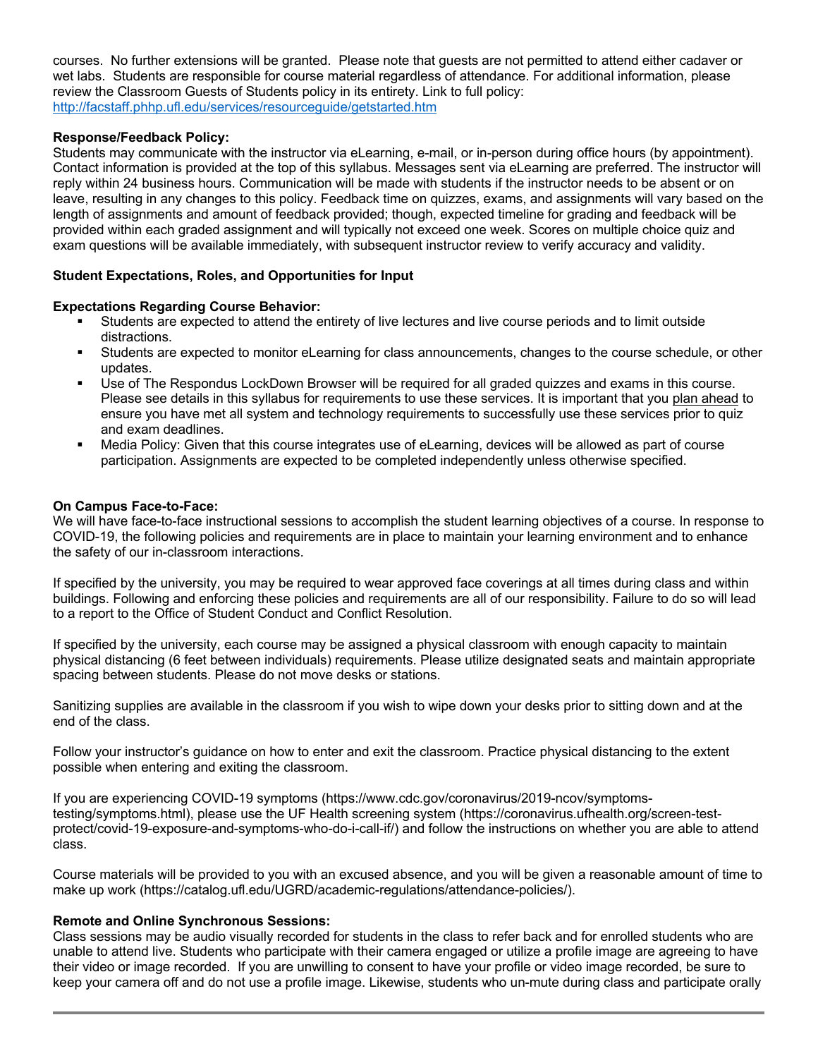courses. No further extensions will be granted. Please note that guests are not permitted to attend either cadaver or wet labs. Students are responsible for course material regardless of attendance. For additional information, please review the Classroom Guests of Students policy in its entirety. Link to full policy: http://facstaff.phhp.ufl.edu/services/resourceguide/getstarted.htm

**Response/Feedback Policy:**
Students may communicate with the instructor via eLearning, e-mail, or in-person during office hours (by appointment). Contact information is provided at the top of this syllabus. Messages sent via eLearning are preferred. The instructor will reply within 24 business hours. Communication will be made with students if the instructor needs to be absent or on leave, resulting in any changes to this policy. Feedback time on quizzes, exams, and assignments will vary based on the length of assignments and amount of feedback provided; though, expected timeline for grading and feedback will be provided within each graded assignment and will typically not exceed one week. Scores on multiple choice quiz and exam questions will be available immediately, with subsequent instructor review to verify accuracy and validity.

**Student Expectations, Roles, and Opportunities for Input**

**Expectations Regarding Course Behavior:**

- Students are expected to attend the entirety of live lectures and live course periods and to limit outside distractions.
- Students are expected to monitor eLearning for class announcements, changes to the course schedule, or other updates.
- Use of The Respondus LockDown Browser will be required for all graded quizzes and exams in this course. Please see details in this syllabus for requirements to use these services. It is important that you plan ahead to ensure you have met all system and technology requirements to successfully use these services prior to quiz and exam deadlines.
- Media Policy: Given that this course integrates use of eLearning, devices will be allowed as part of course participation. Assignments are expected to be completed independently unless otherwise specified.

**On Campus Face-to-Face:**
We will have face-to-face instructional sessions to accomplish the student learning objectives of a course. In response to COVID-19, the following policies and requirements are in place to maintain your learning environment and to enhance the safety of our in-classroom interactions.

If specified by the university, you may be required to wear approved face coverings at all times during class and within buildings. Following and enforcing these policies and requirements are all of our responsibility. Failure to do so will lead to a report to the Office of Student Conduct and Conflict Resolution.

If specified by the university, each course may be assigned a physical classroom with enough capacity to maintain physical distancing (6 feet between individuals) requirements. Please utilize designated seats and maintain appropriate spacing between students. Please do not move desks or stations.

Sanitizing supplies are available in the classroom if you wish to wipe down your desks prior to sitting down and at the end of the class.

Follow your instructor's guidance on how to enter and exit the classroom. Practice physical distancing to the extent possible when entering and exiting the classroom.

If you are experiencing COVID-19 symptoms (https://www.cdc.gov/coronavirus/2019-ncov/symptoms-testing/symptoms.html), please use the UF Health screening system (https://coronavirus.ufhealth.org/screen-test-protect/covid-19-exposure-and-symptoms-who-do-i-call-if/) and follow the instructions on whether you are able to attend class.

Course materials will be provided to you with an excused absence, and you will be given a reasonable amount of time to make up work (https://catalog.ufl.edu/UGRD/academic-regulations/attendance-policies/).

**Remote and Online Synchronous Sessions:**
Class sessions may be audio visually recorded for students in the class to refer back and for enrolled students who are unable to attend live. Students who participate with their camera engaged or utilize a profile image are agreeing to have their video or image recorded. If you are unwilling to consent to have your profile or video image recorded, be sure to keep your camera off and do not use a profile image. Likewise, students who un-mute during class and participate orally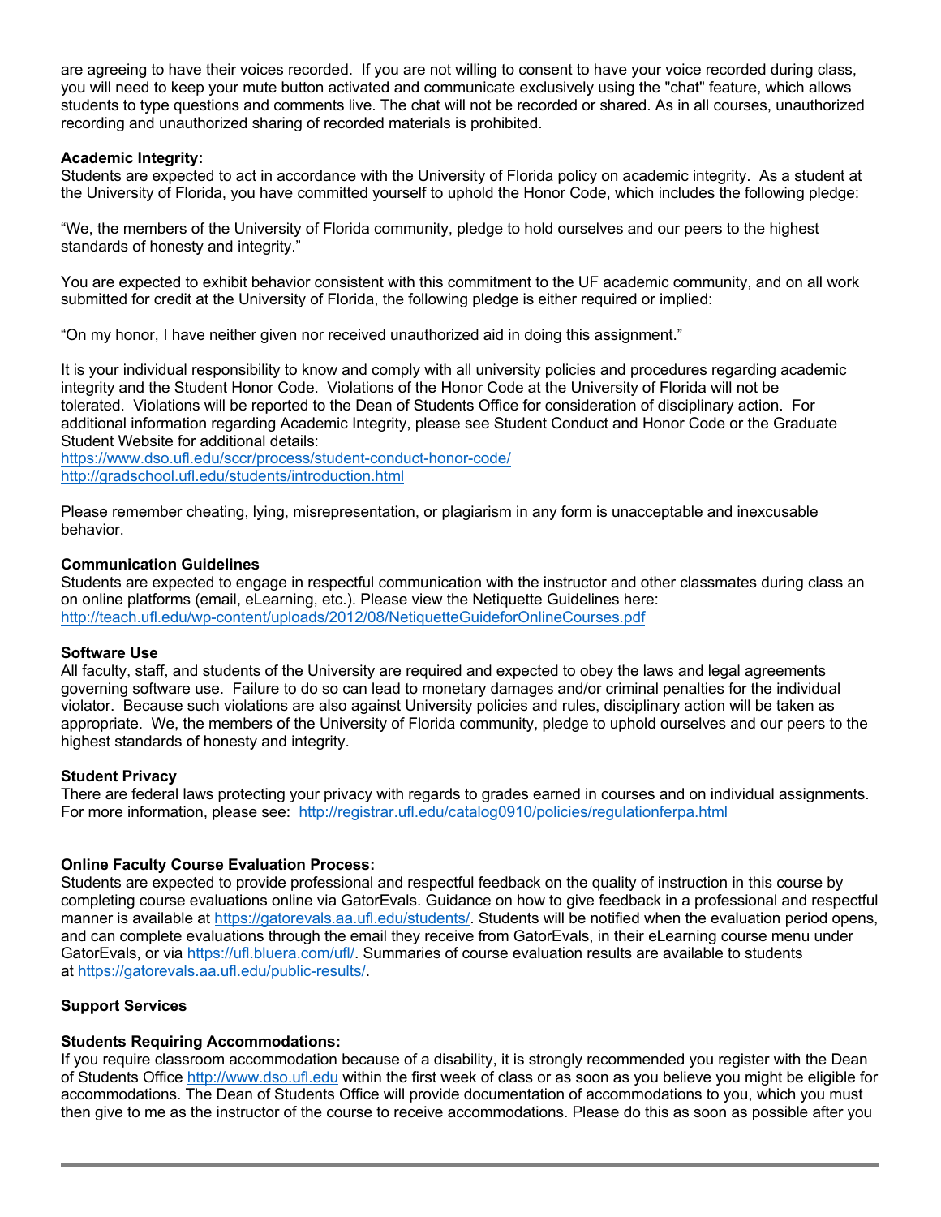are agreeing to have their voices recorded. If you are not willing to consent to have your voice recorded during class, you will need to keep your mute button activated and communicate exclusively using the "chat" feature, which allows students to type questions and comments live. The chat will not be recorded or shared. As in all courses, unauthorized recording and unauthorized sharing of recorded materials is prohibited.

**Academic Integrity:**
Students are expected to act in accordance with the University of Florida policy on academic integrity. As a student at the University of Florida, you have committed yourself to uphold the Honor Code, which includes the following pledge:

"We, the members of the University of Florida community, pledge to hold ourselves and our peers to the highest standards of honesty and integrity."

You are expected to exhibit behavior consistent with this commitment to the UF academic community, and on all work submitted for credit at the University of Florida, the following pledge is either required or implied:

"On my honor, I have neither given nor received unauthorized aid in doing this assignment."

It is your individual responsibility to know and comply with all university policies and procedures regarding academic integrity and the Student Honor Code. Violations of the Honor Code at the University of Florida will not be tolerated. Violations will be reported to the Dean of Students Office for consideration of disciplinary action. For additional information regarding Academic Integrity, please see Student Conduct and Honor Code or the Graduate Student Website for additional details:
https://www.dso.ufl.edu/sccr/process/student-conduct-honor-code/
http://gradschool.ufl.edu/students/introduction.html

Please remember cheating, lying, misrepresentation, or plagiarism in any form is unacceptable and inexcusable behavior.

**Communication Guidelines**
Students are expected to engage in respectful communication with the instructor and other classmates during class an on online platforms (email, eLearning, etc.). Please view the Netiquette Guidelines here:
http://teach.ufl.edu/wp-content/uploads/2012/08/NetiquetteGuideforOnlineCourses.pdf

**Software Use**
All faculty, staff, and students of the University are required and expected to obey the laws and legal agreements governing software use. Failure to do so can lead to monetary damages and/or criminal penalties for the individual violator. Because such violations are also against University policies and rules, disciplinary action will be taken as appropriate. We, the members of the University of Florida community, pledge to uphold ourselves and our peers to the highest standards of honesty and integrity.

**Student Privacy**
There are federal laws protecting your privacy with regards to grades earned in courses and on individual assignments. For more information, please see: http://registrar.ufl.edu/catalog0910/policies/regulationferpa.html

**Online Faculty Course Evaluation Process:**
Students are expected to provide professional and respectful feedback on the quality of instruction in this course by completing course evaluations online via GatorEvals. Guidance on how to give feedback in a professional and respectful manner is available at https://gatorevals.aa.ufl.edu/students/. Students will be notified when the evaluation period opens, and can complete evaluations through the email they receive from GatorEvals, in their eLearning course menu under GatorEvals, or via https://ufl.bluera.com/ufl/. Summaries of course evaluation results are available to students at https://gatorevals.aa.ufl.edu/public-results/.

**Support Services**

**Students Requiring Accommodations:**
If you require classroom accommodation because of a disability, it is strongly recommended you register with the Dean of Students Office http://www.dso.ufl.edu within the first week of class or as soon as you believe you might be eligible for accommodations. The Dean of Students Office will provide documentation of accommodations to you, which you must then give to me as the instructor of the course to receive accommodations. Please do this as soon as possible after you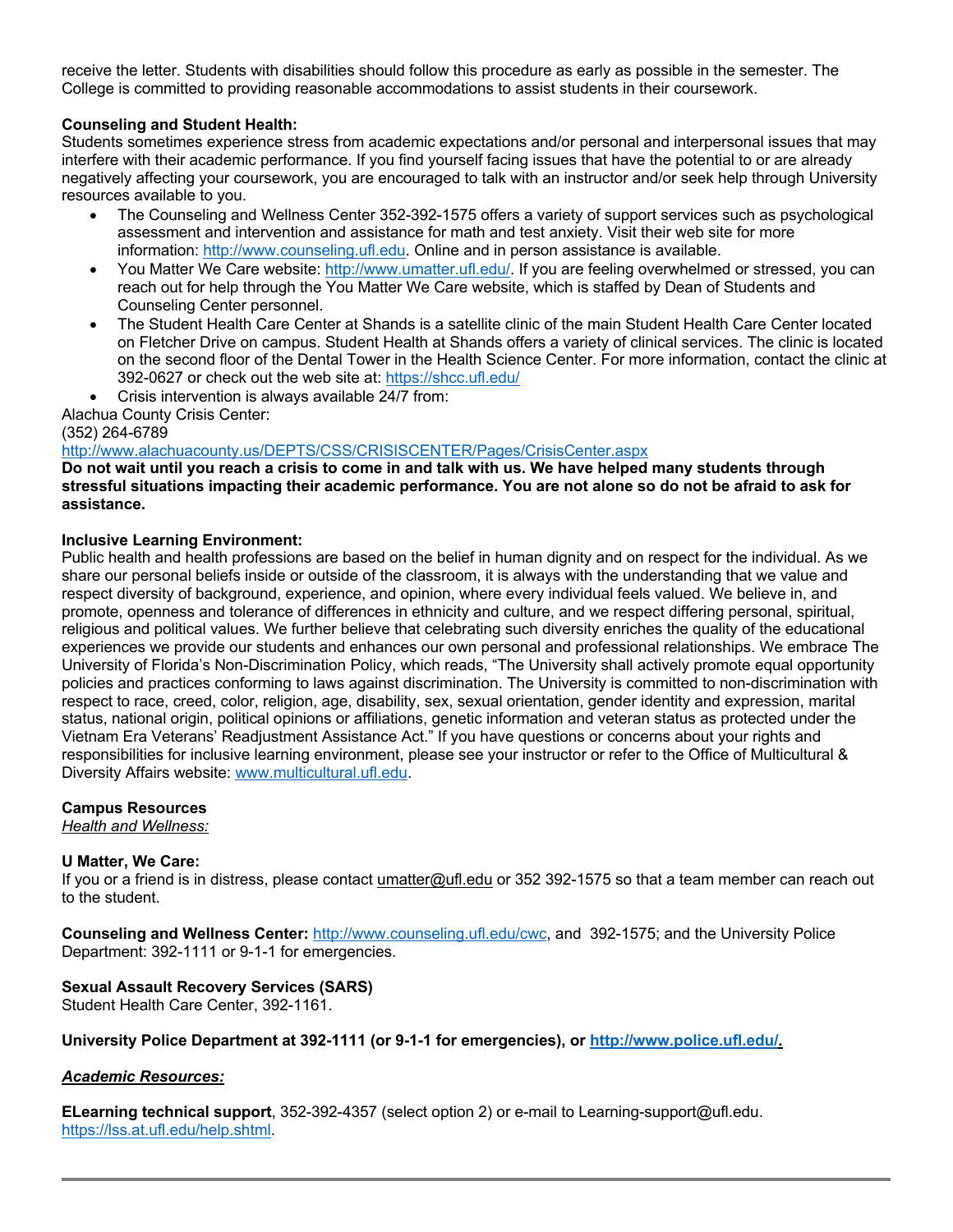receive the letter. Students with disabilities should follow this procedure as early as possible in the semester. The College is committed to providing reasonable accommodations to assist students in their coursework.

**Counseling and Student Health:**
Students sometimes experience stress from academic expectations and/or personal and interpersonal issues that may interfere with their academic performance. If you find yourself facing issues that have the potential to or are already negatively affecting your coursework, you are encouraged to talk with an instructor and/or seek help through University resources available to you.

- The Counseling and Wellness Center 352-392-1575 offers a variety of support services such as psychological assessment and intervention and assistance for math and test anxiety. Visit their web site for more information: http://www.counseling.ufl.edu. Online and in person assistance is available.
- You Matter We Care website: http://www.umatter.ufl.edu/. If you are feeling overwhelmed or stressed, you can reach out for help through the You Matter We Care website, which is staffed by Dean of Students and Counseling Center personnel.
- The Student Health Care Center at Shands is a satellite clinic of the main Student Health Care Center located on Fletcher Drive on campus. Student Health at Shands offers a variety of clinical services. The clinic is located on the second floor of the Dental Tower in the Health Science Center. For more information, contact the clinic at 392-0627 or check out the web site at: https://shcc.ufl.edu/
- Crisis intervention is always available 24/7 from:

Alachua County Crisis Center:
(352) 264-6789
http://www.alachuacounty.us/DEPTS/CSS/CRISISCENTER/Pages/CrisisCenter.aspx

**Do not wait until you reach a crisis to come in and talk with us. We have helped many students through stressful situations impacting their academic performance. You are not alone so do not be afraid to ask for assistance.**

**Inclusive Learning Environment:**
Public health and health professions are based on the belief in human dignity and on respect for the individual. As we share our personal beliefs inside or outside of the classroom, it is always with the understanding that we value and respect diversity of background, experience, and opinion, where every individual feels valued. We believe in, and promote, openness and tolerance of differences in ethnicity and culture, and we respect differing personal, spiritual, religious and political values. We further believe that celebrating such diversity enriches the quality of the educational experiences we provide our students and enhances our own personal and professional relationships. We embrace The University of Florida's Non-Discrimination Policy, which reads, "The University shall actively promote equal opportunity policies and practices conforming to laws against discrimination. The University is committed to non-discrimination with respect to race, creed, color, religion, age, disability, sex, sexual orientation, gender identity and expression, marital status, national origin, political opinions or affiliations, genetic information and veteran status as protected under the Vietnam Era Veterans' Readjustment Assistance Act." If you have questions or concerns about your rights and responsibilities for inclusive learning environment, please see your instructor or refer to the Office of Multicultural & Diversity Affairs website: www.multicultural.ufl.edu.

**Campus Resources**
*Health and Wellness:*

**U Matter, We Care:**
If you or a friend is in distress, please contact umatter@ufl.edu or 352 392-1575 so that a team member can reach out to the student.

**Counseling and Wellness Center:** http://www.counseling.ufl.edu/cwc, and 392-1575; and the University Police Department: 392-1111 or 9-1-1 for emergencies.

**Sexual Assault Recovery Services (SARS)**
Student Health Care Center, 392-1161.

**University Police Department at 392-1111 (or 9-1-1 for emergencies), or http://www.police.ufl.edu/.**

***Academic Resources:***

**ELearning technical support**, 352-392-4357 (select option 2) or e-mail to Learning-support@ufl.edu. https://lss.at.ufl.edu/help.shtml.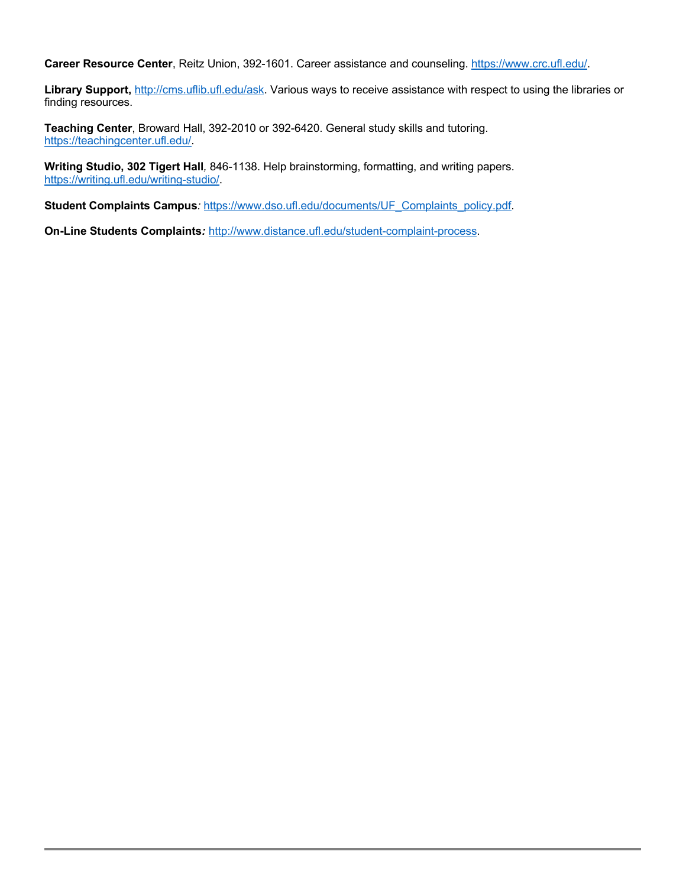**Career Resource Center**, Reitz Union, 392-1601. Career assistance and counseling. https://www.crc.ufl.edu/.

**Library Support,** http://cms.uflib.ufl.edu/ask. Various ways to receive assistance with respect to using the libraries or finding resources.

**Teaching Center**, Broward Hall, 392-2010 or 392-6420. General study skills and tutoring. https://teachingcenter.ufl.edu/.

**Writing Studio, 302 Tigert Hall***,* 846-1138. Help brainstorming, formatting, and writing papers. https://writing.ufl.edu/writing-studio/.

**Student Complaints Campus***:* https://www.dso.ufl.edu/documents/UF_Complaints_policy.pdf.

**On-Line Students Complaints***:* http://www.distance.ufl.edu/student-complaint-process.